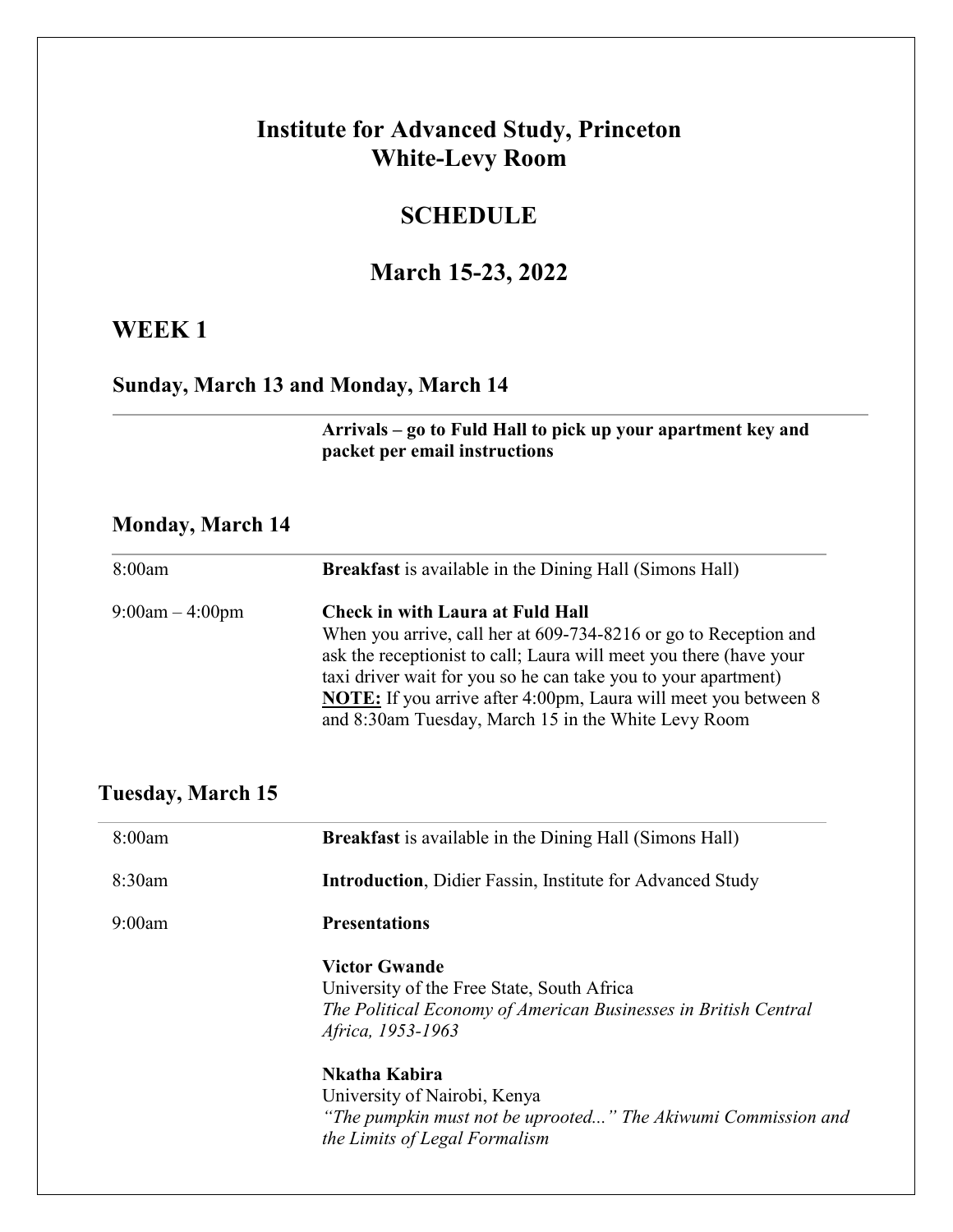# Institute for Advanced Study, Princeton
# White-Levy Room

## SCHEDULE

## March 15-23, 2022

## WEEK 1

### Sunday, March 13 and Monday, March 14

**Arrivals – go to Fuld Hall to pick up your apartment key and packet per email instructions**

### Monday, March 14

| | |
|---|---|
| 8:00am | **Breakfast** is available in the Dining Hall (Simons Hall) |
| 9:00am – 4:00pm | **Check in with Laura at Fuld Hall**<br>When you arrive, call her at 609-734-8216 or go to Reception and ask the receptionist to call; Laura will meet you there (have your taxi driver wait for you so he can take you to your apartment)<br>**NOTE:** If you arrive after 4:00pm, Laura will meet you between 8 and 8:30am Tuesday, March 15 in the White Levy Room |

### Tuesday, March 15

| | |
|---|---|
| 8:00am | **Breakfast** is available in the Dining Hall (Simons Hall) |
| 8:30am | **Introduction**, Didier Fassin, Institute for Advanced Study |
| 9:00am | **Presentations** |

**Victor Gwande**
University of the Free State, South Africa
*The Political Economy of American Businesses in British Central Africa, 1953-1963*

**Nkatha Kabira**
University of Nairobi, Kenya
*"The pumpkin must not be uprooted..." The Akiwumi Commission and the Limits of Legal Formalism*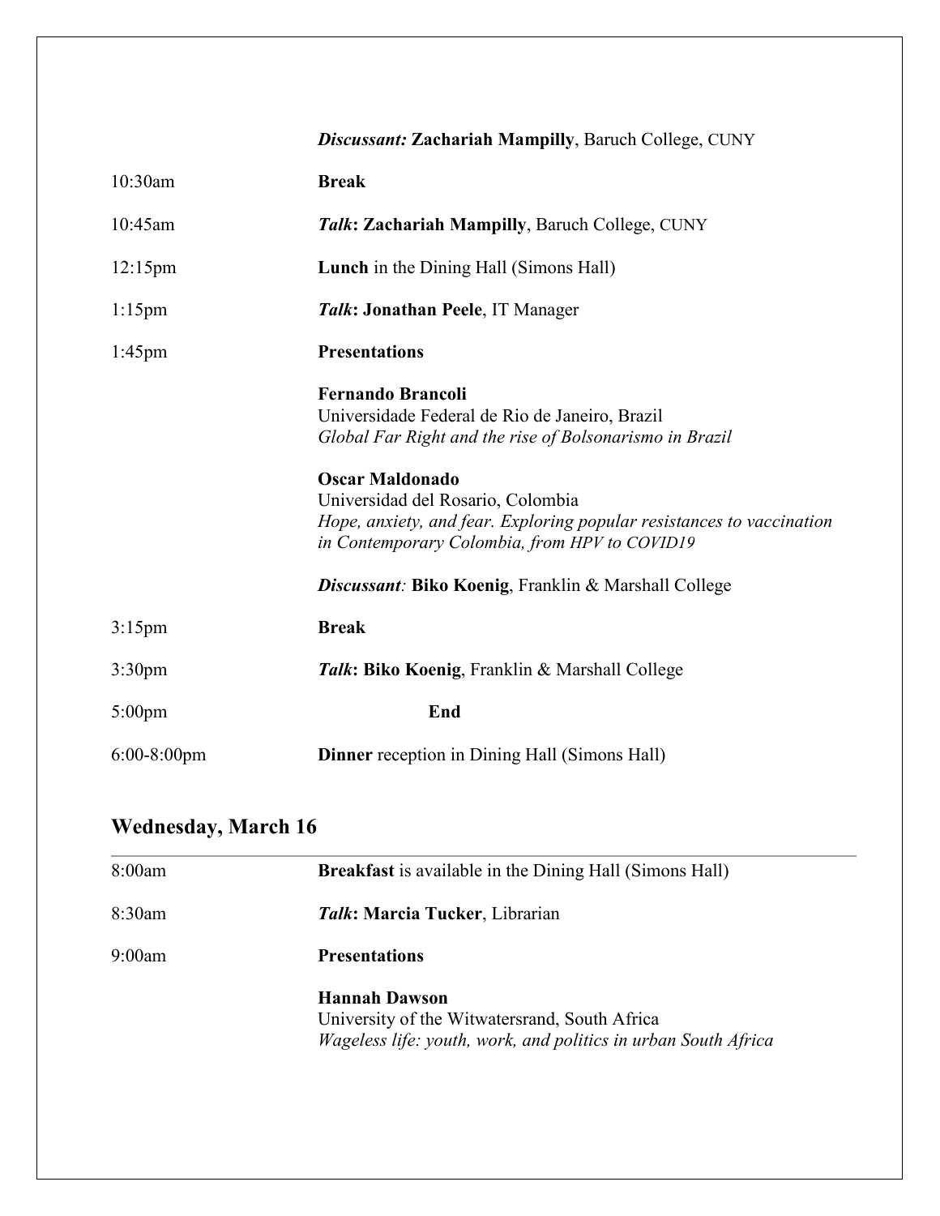| | |
|---|---|
| | ***Discussant:*** **Zachariah Mampilly**, Baruch College, CUNY |
| 10:30am | **Break** |
| 10:45am | ***Talk*: Zachariah Mampilly**, Baruch College, CUNY |
| 12:15pm | **Lunch** in the Dining Hall (Simons Hall) |
| 1:15pm | ***Talk*: Jonathan Peele**, IT Manager |
| 1:45pm | **Presentations** |
| | **Fernando Brancoli**<br>Universidade Federal de Rio de Janeiro, Brazil<br>*Global Far Right and the rise of Bolsonarismo in Brazil* |
| | **Oscar Maldonado**<br>Universidad del Rosario, Colombia<br>*Hope, anxiety, and fear. Exploring popular resistances to vaccination in Contemporary Colombia, from HPV to COVID19* |
| | ***Discussant:*** **Biko Koenig**, Franklin & Marshall College |
| 3:15pm | **Break** |
| 3:30pm | ***Talk*: Biko Koenig**, Franklin & Marshall College |
| 5:00pm | **End** |
| 6:00-8:00pm | **Dinner** reception in Dining Hall (Simons Hall) |

## Wednesday, March 16

| | |
|---|---|
| 8:00am | **Breakfast** is available in the Dining Hall (Simons Hall) |
| 8:30am | ***Talk*: Marcia Tucker**, Librarian |
| 9:00am | **Presentations** |
| | **Hannah Dawson**<br>University of the Witwatersrand, South Africa<br>*Wageless life: youth, work, and politics in urban South Africa* |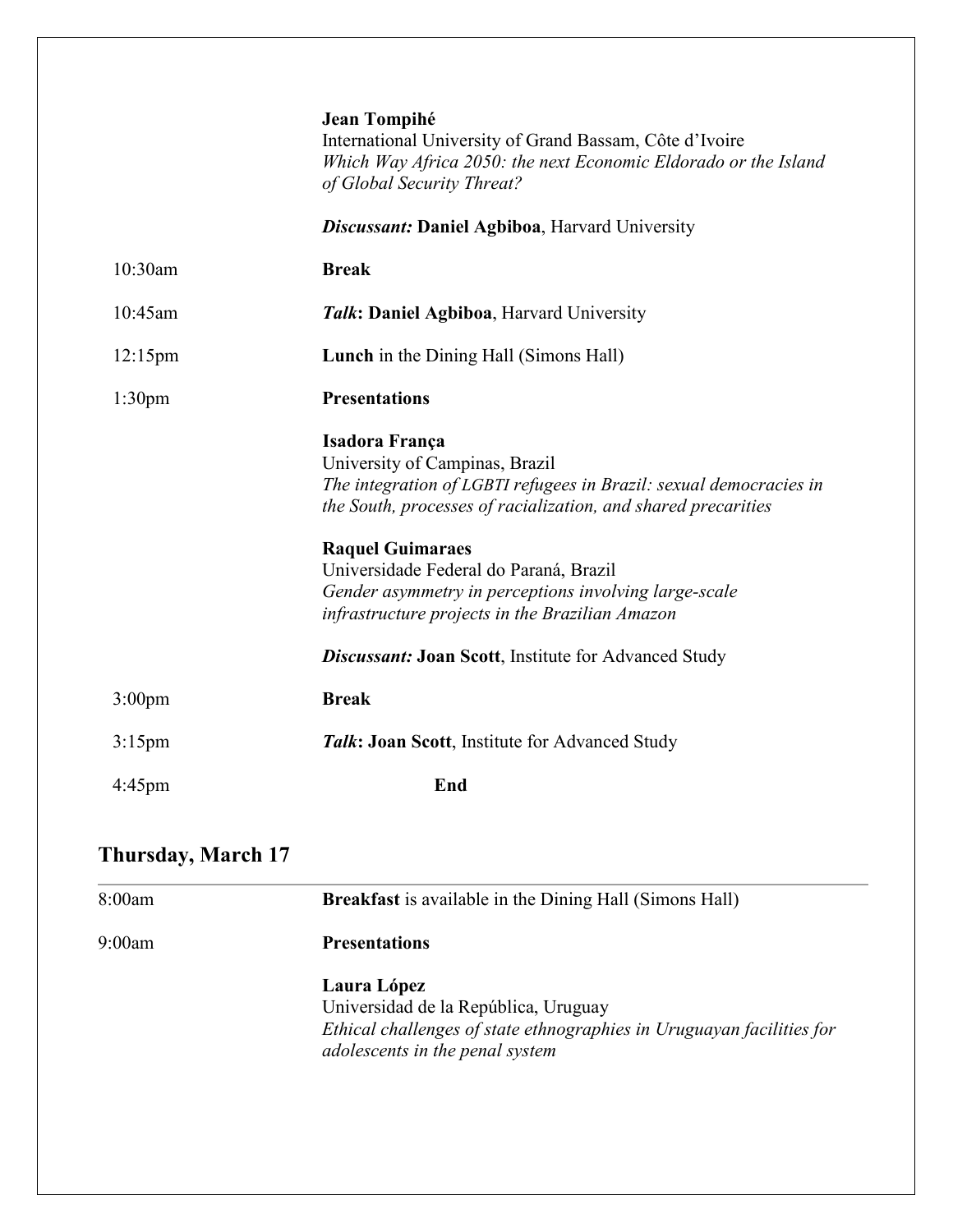**Jean Tompihé**
International University of Grand Bassam, Côte d'Ivoire
*Which Way Africa 2050: the next Economic Eldorado or the Island of Global Security Threat?*

***Discussant:*** **Daniel Agbiboa**, Harvard University

10:30am **Break**

10:45am ***Talk*: Daniel Agbiboa**, Harvard University

12:15pm **Lunch** in the Dining Hall (Simons Hall)

1:30pm **Presentations**

**Isadora França**
University of Campinas, Brazil
*The integration of LGBTI refugees in Brazil: sexual democracies in the South, processes of racialization, and shared precarities*

**Raquel Guimaraes**
Universidade Federal do Paraná, Brazil
*Gender asymmetry in perceptions involving large-scale infrastructure projects in the Brazilian Amazon*

***Discussant:*** **Joan Scott**, Institute for Advanced Study

3:00pm **Break**

3:15pm ***Talk*: Joan Scott**, Institute for Advanced Study

4:45pm **End**

## Thursday, March 17

8:00am **Breakfast** is available in the Dining Hall (Simons Hall)

9:00am **Presentations**

**Laura López**
Universidad de la República, Uruguay
*Ethical challenges of state ethnographies in Uruguayan facilities for adolescents in the penal system*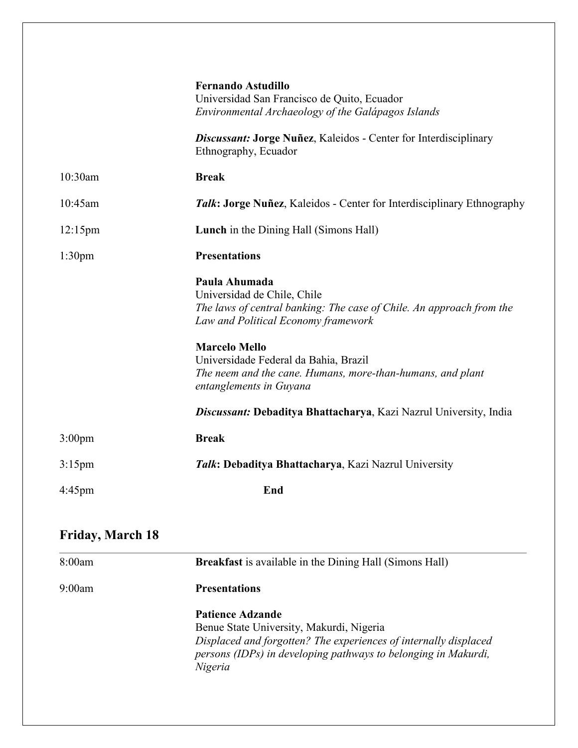**Fernando Astudillo**
Universidad San Francisco de Quito, Ecuador
*Environmental Archaeology of the Galápagos Islands*

***Discussant:*** **Jorge Nuñez**, Kaleidos - Center for Interdisciplinary Ethnography, Ecuador

| | |
|---|---|
| 10:30am | **Break** |
| 10:45am | ***Talk*: Jorge Nuñez**, Kaleidos - Center for Interdisciplinary Ethnography |
| 12:15pm | **Lunch** in the Dining Hall (Simons Hall) |
| 1:30pm | **Presentations** |

**Paula Ahumada**
Universidad de Chile, Chile
*The laws of central banking: The case of Chile. An approach from the Law and Political Economy framework*

**Marcelo Mello**
Universidade Federal da Bahia, Brazil
*The neem and the cane. Humans, more-than-humans, and plant entanglements in Guyana*

***Discussant:*** **Debaditya Bhattacharya**, Kazi Nazrul University, India

| | |
|---|---|
| 3:00pm | **Break** |
| 3:15pm | ***Talk*: Debaditya Bhattacharya**, Kazi Nazrul University |
| 4:45pm | **End** |

## Friday, March 18

| | |
|---|---|
| 8:00am | **Breakfast** is available in the Dining Hall (Simons Hall) |
| 9:00am | **Presentations** |

**Patience Adzande**
Benue State University, Makurdi, Nigeria
*Displaced and forgotten? The experiences of internally displaced persons (IDPs) in developing pathways to belonging in Makurdi, Nigeria*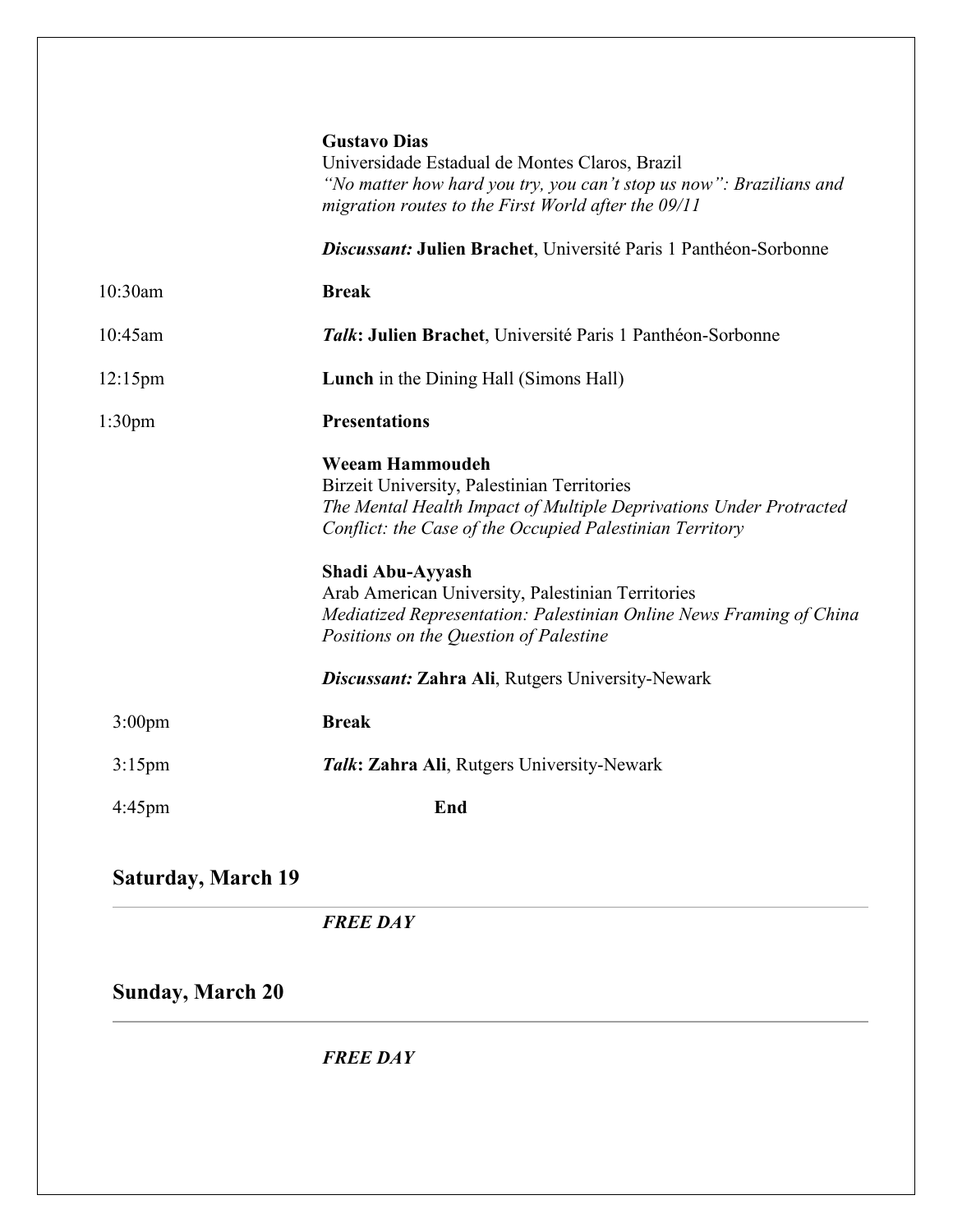**Gustavo Dias**
Universidade Estadual de Montes Claros, Brazil
*"No matter how hard you try, you can't stop us now": Brazilians and migration routes to the First World after the 09/11*

***Discussant:*** **Julien Brachet**, Université Paris 1 Panthéon-Sorbonne

| | |
|---|---|
| 10:30am | **Break** |
| 10:45am | ***Talk*: Julien Brachet**, Université Paris 1 Panthéon-Sorbonne |
| 12:15pm | **Lunch** in the Dining Hall (Simons Hall) |
| 1:30pm | **Presentations** |

**Weeam Hammoudeh**
Birzeit University, Palestinian Territories
*The Mental Health Impact of Multiple Deprivations Under Protracted Conflict: the Case of the Occupied Palestinian Territory*

**Shadi Abu-Ayyash**
Arab American University, Palestinian Territories
*Mediatized Representation: Palestinian Online News Framing of China Positions on the Question of Palestine*

***Discussant:*** **Zahra Ali**, Rutgers University-Newark

| | |
|---|---|
| 3:00pm | **Break** |
| 3:15pm | ***Talk*: Zahra Ali**, Rutgers University-Newark |
| 4:45pm | **End** |

## Saturday, March 19

***FREE DAY***

## Sunday, March 20

***FREE DAY***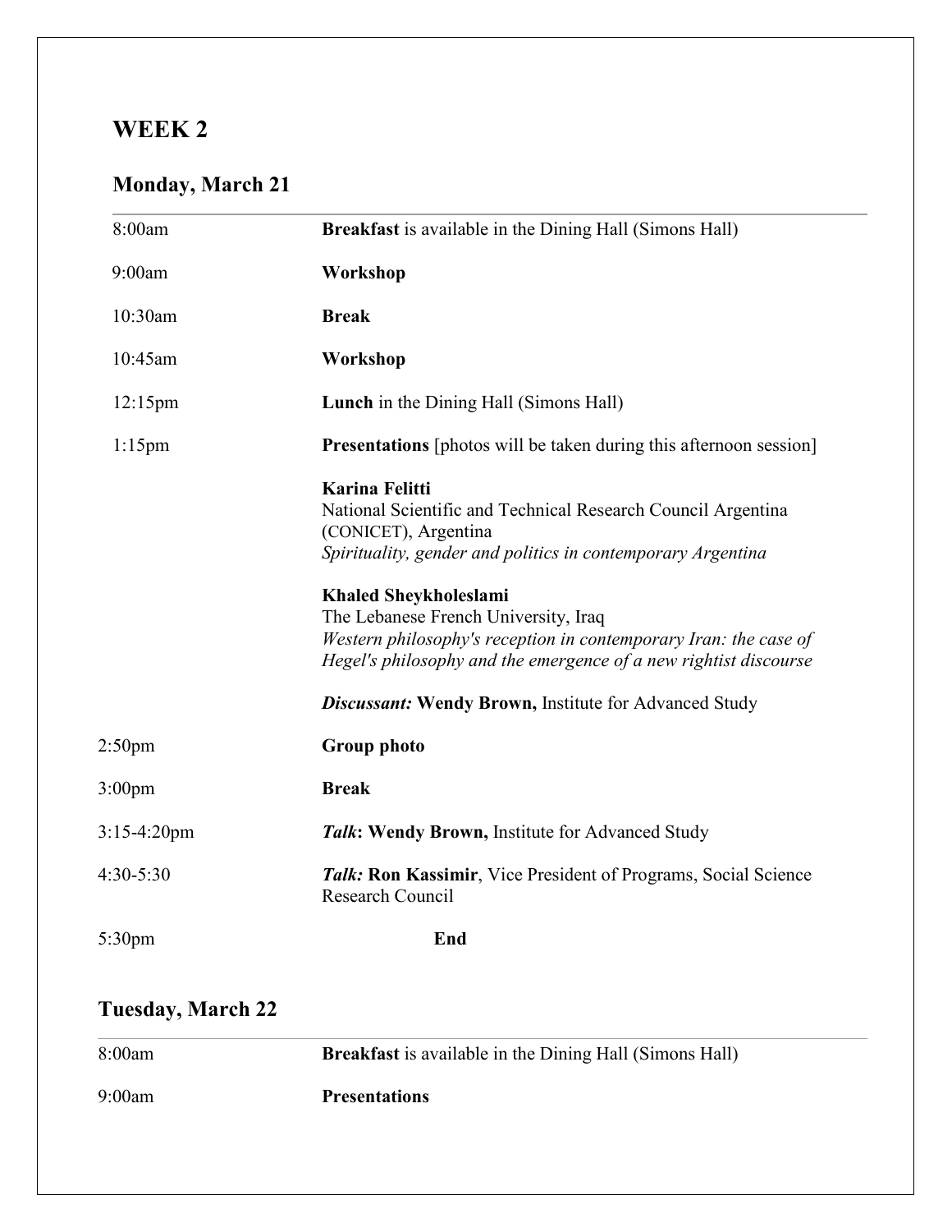## WEEK 2

### Monday, March 21

| | |
|---|---|
| 8:00am | **Breakfast** is available in the Dining Hall (Simons Hall) |
| 9:00am | **Workshop** |
| 10:30am | **Break** |
| 10:45am | **Workshop** |
| 12:15pm | **Lunch** in the Dining Hall (Simons Hall) |
| 1:15pm | **Presentations** [photos will be taken during this afternoon session] |
| | **Karina Felitti**<br>National Scientific and Technical Research Council Argentina (CONICET), Argentina<br>*Spirituality, gender and politics in contemporary Argentina* |
| | **Khaled Sheykholeslami**<br>The Lebanese French University, Iraq<br>*Western philosophy's reception in contemporary Iran: the case of Hegel's philosophy and the emergence of a new rightist discourse* |
| | ***Discussant:*** **Wendy Brown,** Institute for Advanced Study |
| 2:50pm | **Group photo** |
| 3:00pm | **Break** |
| 3:15-4:20pm | ***Talk*: Wendy Brown,** Institute for Advanced Study |
| 4:30-5:30 | ***Talk:*** **Ron Kassimir**, Vice President of Programs, Social Science Research Council |
| 5:30pm | **End** |

### Tuesday, March 22

| | |
|---|---|
| 8:00am | **Breakfast** is available in the Dining Hall (Simons Hall) |
| 9:00am | **Presentations** |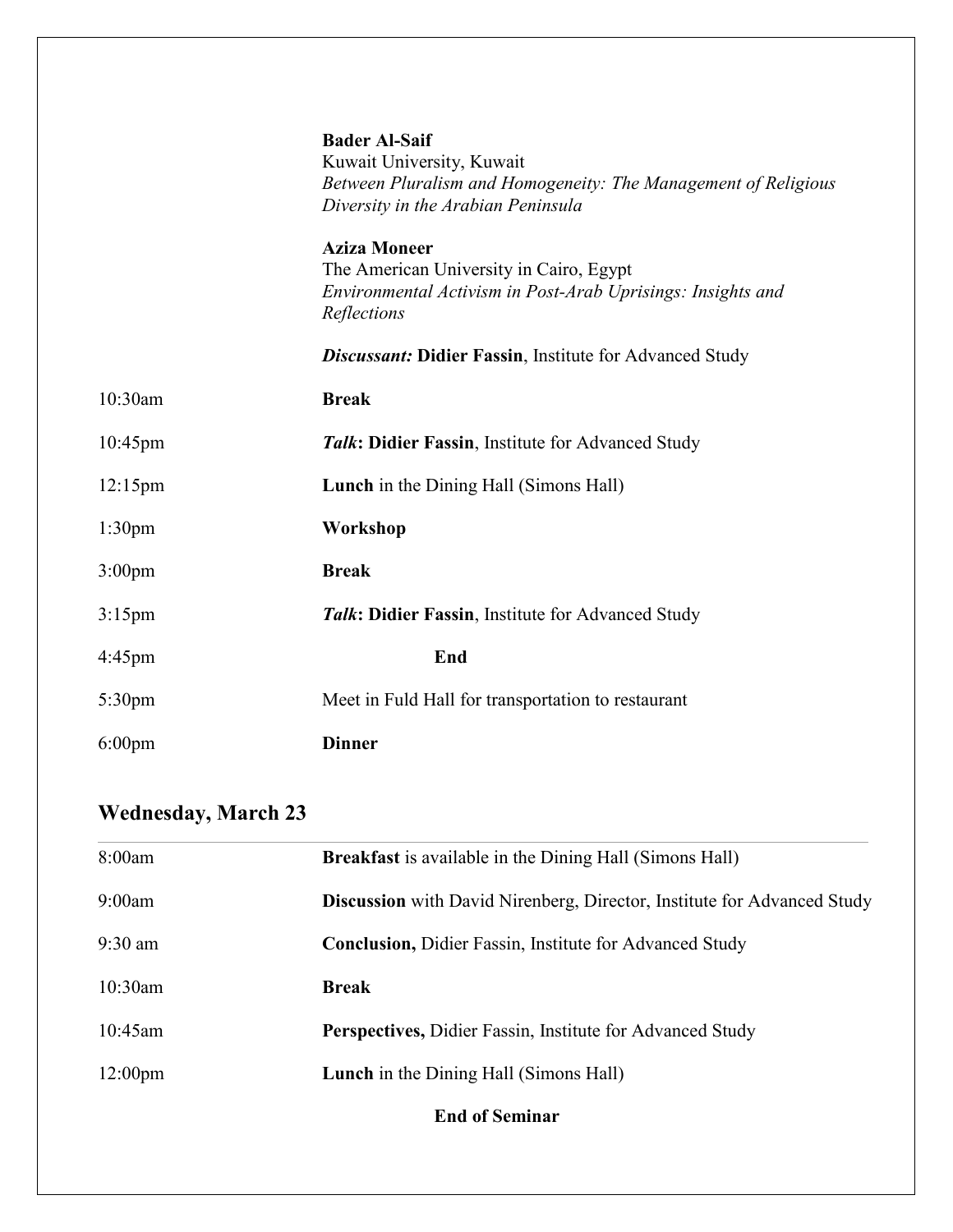**Bader Al-Saif**
Kuwait University, Kuwait
*Between Pluralism and Homogeneity: The Management of Religious Diversity in the Arabian Peninsula*

**Aziza Moneer**
The American University in Cairo, Egypt
*Environmental Activism in Post-Arab Uprisings: Insights and Reflections*

***Discussant:*** **Didier Fassin**, Institute for Advanced Study

| | |
|---|---|
| 10:30am | **Break** |
| 10:45pm | ***Talk*: Didier Fassin**, Institute for Advanced Study |
| 12:15pm | **Lunch** in the Dining Hall (Simons Hall) |
| 1:30pm | **Workshop** |
| 3:00pm | **Break** |
| 3:15pm | ***Talk*: Didier Fassin**, Institute for Advanced Study |
| 4:45pm | **End** |
| 5:30pm | Meet in Fuld Hall for transportation to restaurant |
| 6:00pm | **Dinner** |

## Wednesday, March 23

| | |
|---|---|
| 8:00am | **Breakfast** is available in the Dining Hall (Simons Hall) |
| 9:00am | **Discussion** with David Nirenberg, Director, Institute for Advanced Study |
| 9:30 am | **Conclusion,** Didier Fassin, Institute for Advanced Study |
| 10:30am | **Break** |
| 10:45am | **Perspectives,** Didier Fassin, Institute for Advanced Study |
| 12:00pm | **Lunch** in the Dining Hall (Simons Hall) |

**End of Seminar**